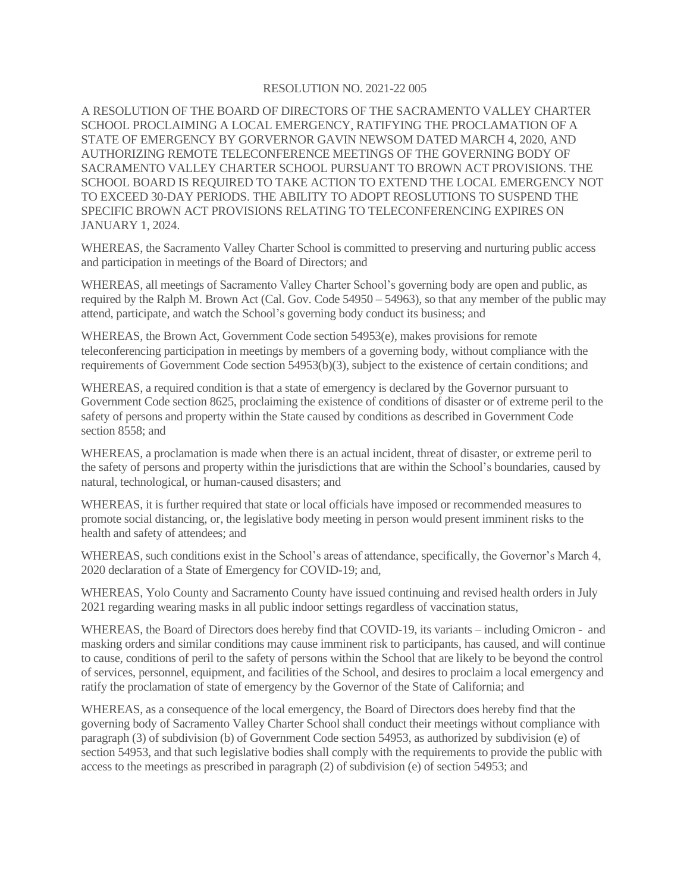RESOLUTION NO. 2021-22 005

A RESOLUTION OF THE BOARD OF DIRECTORS OF THE SACRAMENTO VALLEY CHARTER SCHOOL PROCLAIMING A LOCAL EMERGENCY, RATIFYING THE PROCLAMATION OF A STATE OF EMERGENCY BY GORVERNOR GAVIN NEWSOM DATED MARCH 4, 2020, AND AUTHORIZING REMOTE TELECONFERENCE MEETINGS OF THE GOVERNING BODY OF SACRAMENTO VALLEY CHARTER SCHOOL PURSUANT TO BROWN ACT PROVISIONS. THE SCHOOL BOARD IS REQUIRED TO TAKE ACTION TO EXTEND THE LOCAL EMERGENCY NOT TO EXCEED 30-DAY PERIODS. THE ABILITY TO ADOPT REOSLUTIONS TO SUSPEND THE SPECIFIC BROWN ACT PROVISIONS RELATING TO TELECONFERENCING EXPIRES ON JANUARY 1, 2024.

WHEREAS, the Sacramento Valley Charter School is committed to preserving and nurturing public access and participation in meetings of the Board of Directors; and

WHEREAS, all meetings of Sacramento Valley Charter School's governing body are open and public, as required by the Ralph M. Brown Act (Cal. Gov. Code 54950 – 54963), so that any member of the public may attend, participate, and watch the School's governing body conduct its business; and

WHEREAS, the Brown Act, Government Code section 54953(e), makes provisions for remote teleconferencing participation in meetings by members of a governing body, without compliance with the requirements of Government Code section 54953(b)(3), subject to the existence of certain conditions; and

WHEREAS, a required condition is that a state of emergency is declared by the Governor pursuant to Government Code section 8625, proclaiming the existence of conditions of disaster or of extreme peril to the safety of persons and property within the State caused by conditions as described in Government Code section 8558; and

WHEREAS, a proclamation is made when there is an actual incident, threat of disaster, or extreme peril to the safety of persons and property within the jurisdictions that are within the School's boundaries, caused by natural, technological, or human-caused disasters; and

WHEREAS, it is further required that state or local officials have imposed or recommended measures to promote social distancing, or, the legislative body meeting in person would present imminent risks to the health and safety of attendees; and

WHEREAS, such conditions exist in the School's areas of attendance, specifically, the Governor's March 4, 2020 declaration of a State of Emergency for COVID-19; and,

WHEREAS, Yolo County and Sacramento County have issued continuing and revised health orders in July 2021 regarding wearing masks in all public indoor settings regardless of vaccination status,

WHEREAS, the Board of Directors does hereby find that COVID-19, its variants – including Omicron - and masking orders and similar conditions may cause imminent risk to participants, has caused, and will continue to cause, conditions of peril to the safety of persons within the School that are likely to be beyond the control of services, personnel, equipment, and facilities of the School, and desires to proclaim a local emergency and ratify the proclamation of state of emergency by the Governor of the State of California; and

WHEREAS, as a consequence of the local emergency, the Board of Directors does hereby find that the governing body of Sacramento Valley Charter School shall conduct their meetings without compliance with paragraph (3) of subdivision (b) of Government Code section 54953, as authorized by subdivision (e) of section 54953, and that such legislative bodies shall comply with the requirements to provide the public with access to the meetings as prescribed in paragraph (2) of subdivision (e) of section 54953; and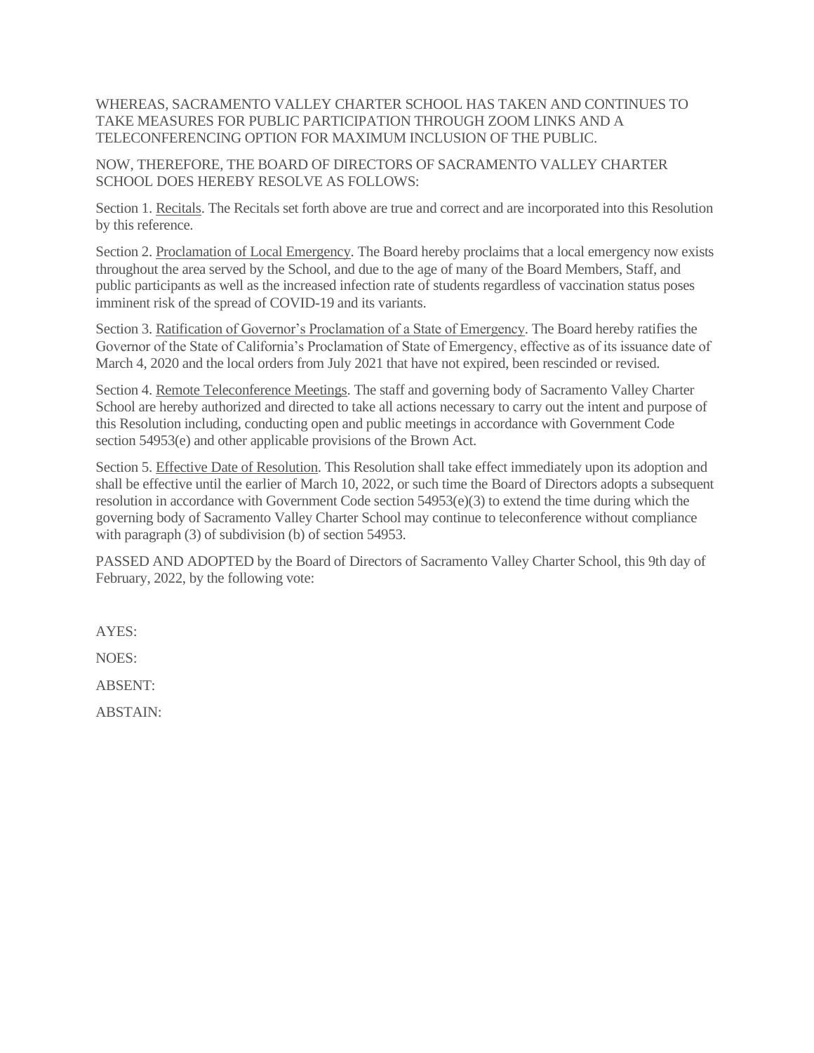WHEREAS, SACRAMENTO VALLEY CHARTER SCHOOL HAS TAKEN AND CONTINUES TO TAKE MEASURES FOR PUBLIC PARTICIPATION THROUGH ZOOM LINKS AND A TELECONFERENCING OPTION FOR MAXIMUM INCLUSION OF THE PUBLIC.

NOW, THEREFORE, THE BOARD OF DIRECTORS OF SACRAMENTO VALLEY CHARTER SCHOOL DOES HEREBY RESOLVE AS FOLLOWS:

Section 1. Recitals. The Recitals set forth above are true and correct and are incorporated into this Resolution by this reference.

Section 2. Proclamation of Local Emergency. The Board hereby proclaims that a local emergency now exists throughout the area served by the School, and due to the age of many of the Board Members, Staff, and public participants as well as the increased infection rate of students regardless of vaccination status poses imminent risk of the spread of COVID-19 and its variants.

Section 3. Ratification of Governor's Proclamation of a State of Emergency. The Board hereby ratifies the Governor of the State of California's Proclamation of State of Emergency, effective as of its issuance date of March 4, 2020 and the local orders from July 2021 that have not expired, been rescinded or revised.

Section 4. Remote Teleconference Meetings. The staff and governing body of Sacramento Valley Charter School are hereby authorized and directed to take all actions necessary to carry out the intent and purpose of this Resolution including, conducting open and public meetings in accordance with Government Code section 54953(e) and other applicable provisions of the Brown Act.

Section 5. Effective Date of Resolution. This Resolution shall take effect immediately upon its adoption and shall be effective until the earlier of March 10, 2022, or such time the Board of Directors adopts a subsequent resolution in accordance with Government Code section 54953(e)(3) to extend the time during which the governing body of Sacramento Valley Charter School may continue to teleconference without compliance with paragraph (3) of subdivision (b) of section 54953.

PASSED AND ADOPTED by the Board of Directors of Sacramento Valley Charter School, this 9th day of February, 2022, by the following vote:

AYES:

NOES:

ABSENT:

ABSTAIN: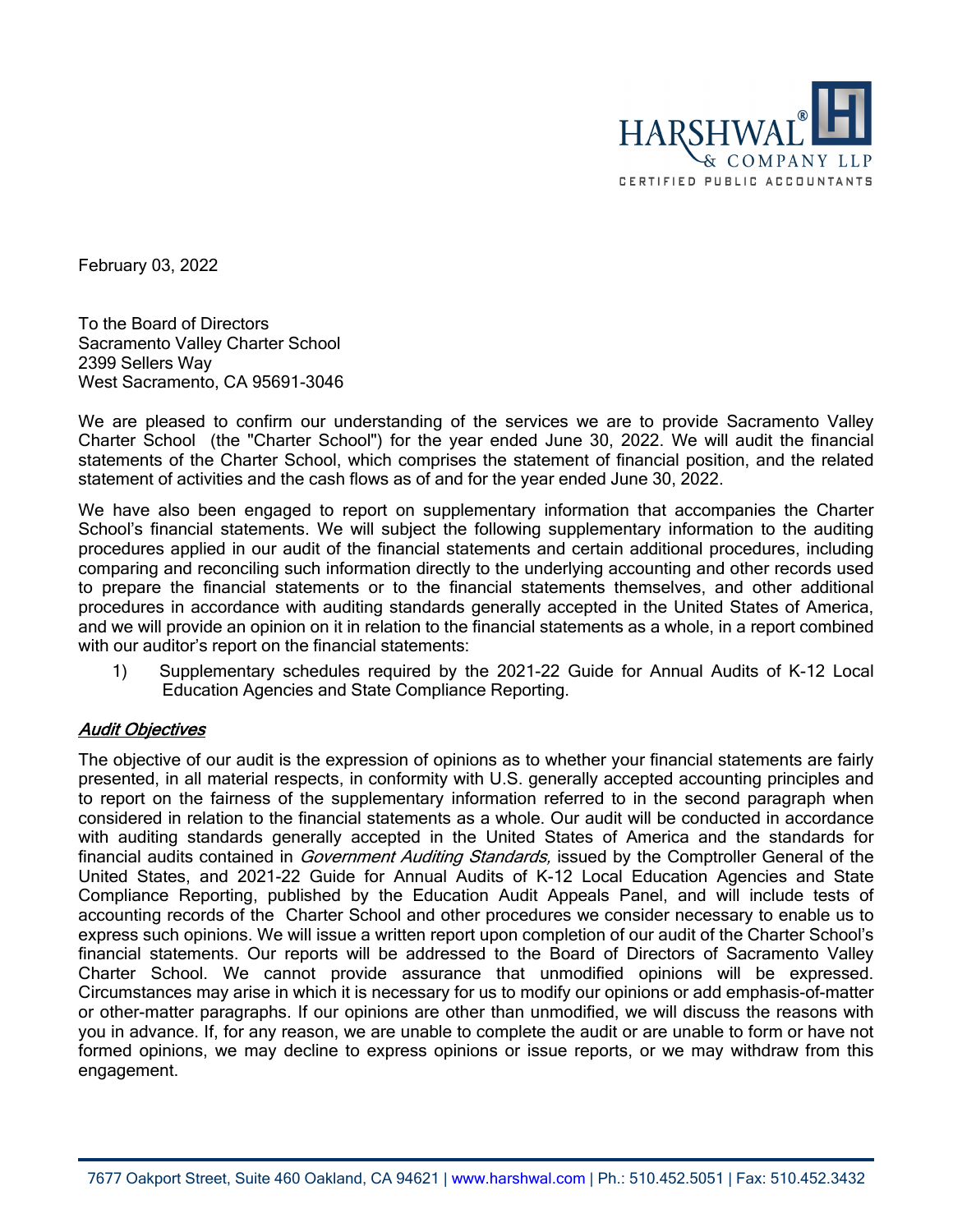HARSHWAL® & COMPANY LLP
CERTIFIED PUBLIC ACCOUNTANTS

February 03, 2022

To the Board of Directors
Sacramento Valley Charter School
2399 Sellers Way
West Sacramento, CA 95691-3046

We are pleased to confirm our understanding of the services we are to provide Sacramento Valley Charter School (the "Charter School") for the year ended June 30, 2022. We will audit the financial statements of the Charter School, which comprises the statement of financial position, and the related statement of activities and the cash flows as of and for the year ended June 30, 2022.

We have also been engaged to report on supplementary information that accompanies the Charter School's financial statements. We will subject the following supplementary information to the auditing procedures applied in our audit of the financial statements and certain additional procedures, including comparing and reconciling such information directly to the underlying accounting and other records used to prepare the financial statements or to the financial statements themselves, and other additional procedures in accordance with auditing standards generally accepted in the United States of America, and we will provide an opinion on it in relation to the financial statements as a whole, in a report combined with our auditor's report on the financial statements:

1) Supplementary schedules required by the 2021-22 Guide for Annual Audits of K-12 Local Education Agencies and State Compliance Reporting.

***Audit Objectives***

The objective of our audit is the expression of opinions as to whether your financial statements are fairly presented, in all material respects, in conformity with U.S. generally accepted accounting principles and to report on the fairness of the supplementary information referred to in the second paragraph when considered in relation to the financial statements as a whole. Our audit will be conducted in accordance with auditing standards generally accepted in the United States of America and the standards for financial audits contained in *Government Auditing Standards,* issued by the Comptroller General of the United States, and 2021-22 Guide for Annual Audits of K-12 Local Education Agencies and State Compliance Reporting, published by the Education Audit Appeals Panel, and will include tests of accounting records of the Charter School and other procedures we consider necessary to enable us to express such opinions. We will issue a written report upon completion of our audit of the Charter School's financial statements. Our reports will be addressed to the Board of Directors of Sacramento Valley Charter School. We cannot provide assurance that unmodified opinions will be expressed. Circumstances may arise in which it is necessary for us to modify our opinions or add emphasis-of-matter or other-matter paragraphs. If our opinions are other than unmodified, we will discuss the reasons with you in advance. If, for any reason, we are unable to complete the audit or are unable to form or have not formed opinions, we may decline to express opinions or issue reports, or we may withdraw from this engagement.

7677 Oakport Street, Suite 460 Oakland, CA 94621 | www.harshwal.com | Ph.: 510.452.5051 | Fax: 510.452.3432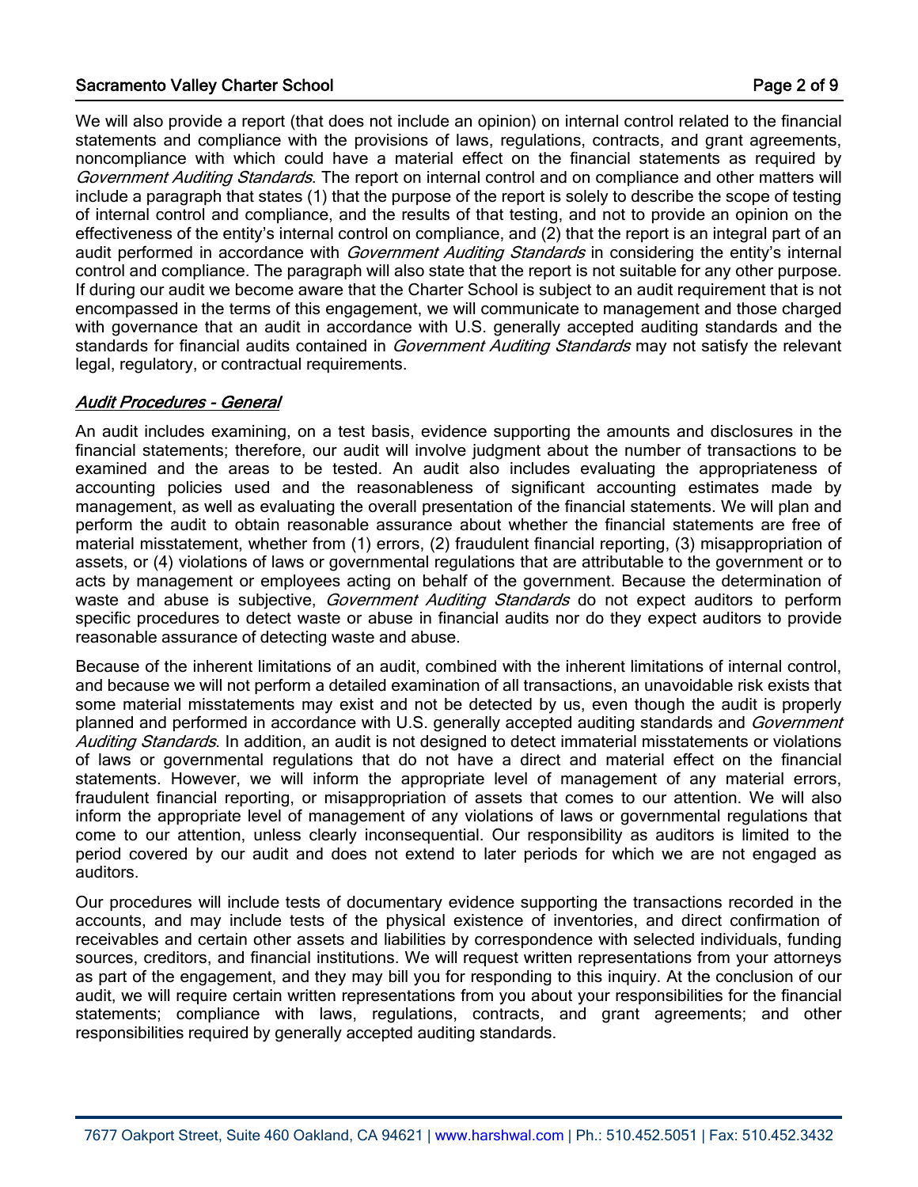We will also provide a report (that does not include an opinion) on internal control related to the financial statements and compliance with the provisions of laws, regulations, contracts, and grant agreements, noncompliance with which could have a material effect on the financial statements as required by *Government Auditing Standards*. The report on internal control and on compliance and other matters will include a paragraph that states (1) that the purpose of the report is solely to describe the scope of testing of internal control and compliance, and the results of that testing, and not to provide an opinion on the effectiveness of the entity's internal control on compliance, and (2) that the report is an integral part of an audit performed in accordance with *Government Auditing Standards* in considering the entity's internal control and compliance. The paragraph will also state that the report is not suitable for any other purpose. If during our audit we become aware that the Charter School is subject to an audit requirement that is not encompassed in the terms of this engagement, we will communicate to management and those charged with governance that an audit in accordance with U.S. generally accepted auditing standards and the standards for financial audits contained in *Government Auditing Standards* may not satisfy the relevant legal, regulatory, or contractual requirements.

***Audit Procedures - General***

An audit includes examining, on a test basis, evidence supporting the amounts and disclosures in the financial statements; therefore, our audit will involve judgment about the number of transactions to be examined and the areas to be tested. An audit also includes evaluating the appropriateness of accounting policies used and the reasonableness of significant accounting estimates made by management, as well as evaluating the overall presentation of the financial statements. We will plan and perform the audit to obtain reasonable assurance about whether the financial statements are free of material misstatement, whether from (1) errors, (2) fraudulent financial reporting, (3) misappropriation of assets, or (4) violations of laws or governmental regulations that are attributable to the government or to acts by management or employees acting on behalf of the government. Because the determination of waste and abuse is subjective, *Government Auditing Standards* do not expect auditors to perform specific procedures to detect waste or abuse in financial audits nor do they expect auditors to provide reasonable assurance of detecting waste and abuse.

Because of the inherent limitations of an audit, combined with the inherent limitations of internal control, and because we will not perform a detailed examination of all transactions, an unavoidable risk exists that some material misstatements may exist and not be detected by us, even though the audit is properly planned and performed in accordance with U.S. generally accepted auditing standards and *Government Auditing Standards*. In addition, an audit is not designed to detect immaterial misstatements or violations of laws or governmental regulations that do not have a direct and material effect on the financial statements. However, we will inform the appropriate level of management of any material errors, fraudulent financial reporting, or misappropriation of assets that comes to our attention. We will also inform the appropriate level of management of any violations of laws or governmental regulations that come to our attention, unless clearly inconsequential. Our responsibility as auditors is limited to the period covered by our audit and does not extend to later periods for which we are not engaged as auditors.

Our procedures will include tests of documentary evidence supporting the transactions recorded in the accounts, and may include tests of the physical existence of inventories, and direct confirmation of receivables and certain other assets and liabilities by correspondence with selected individuals, funding sources, creditors, and financial institutions. We will request written representations from your attorneys as part of the engagement, and they may bill you for responding to this inquiry. At the conclusion of our audit, we will require certain written representations from you about your responsibilities for the financial statements; compliance with laws, regulations, contracts, and grant agreements; and other responsibilities required by generally accepted auditing standards.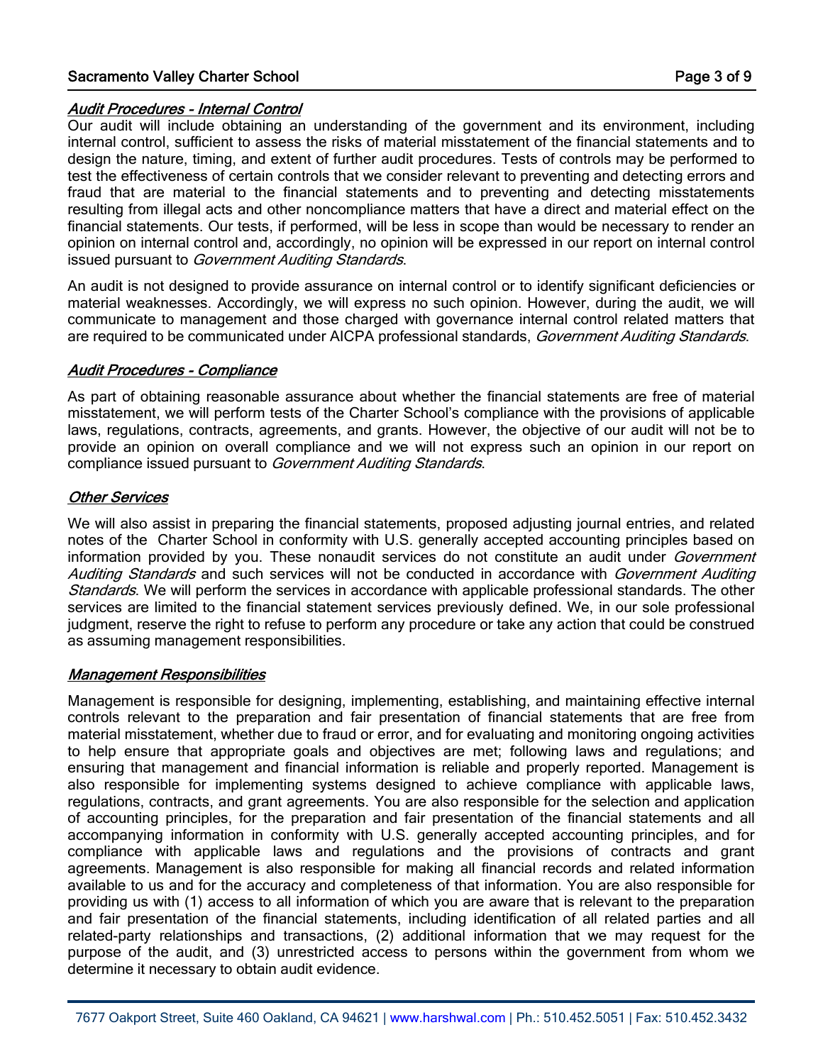***Audit Procedures - Internal Control***

Our audit will include obtaining an understanding of the government and its environment, including internal control, sufficient to assess the risks of material misstatement of the financial statements and to design the nature, timing, and extent of further audit procedures. Tests of controls may be performed to test the effectiveness of certain controls that we consider relevant to preventing and detecting errors and fraud that are material to the financial statements and to preventing and detecting misstatements resulting from illegal acts and other noncompliance matters that have a direct and material effect on the financial statements. Our tests, if performed, will be less in scope than would be necessary to render an opinion on internal control and, accordingly, no opinion will be expressed in our report on internal control issued pursuant to *Government Auditing Standards*.

An audit is not designed to provide assurance on internal control or to identify significant deficiencies or material weaknesses. Accordingly, we will express no such opinion. However, during the audit, we will communicate to management and those charged with governance internal control related matters that are required to be communicated under AICPA professional standards, *Government Auditing Standards*.

***Audit Procedures - Compliance***

As part of obtaining reasonable assurance about whether the financial statements are free of material misstatement, we will perform tests of the Charter School's compliance with the provisions of applicable laws, regulations, contracts, agreements, and grants. However, the objective of our audit will not be to provide an opinion on overall compliance and we will not express such an opinion in our report on compliance issued pursuant to *Government Auditing Standards*.

***Other Services***

We will also assist in preparing the financial statements, proposed adjusting journal entries, and related notes of the Charter School in conformity with U.S. generally accepted accounting principles based on information provided by you. These nonaudit services do not constitute an audit under *Government Auditing Standards* and such services will not be conducted in accordance with *Government Auditing Standards*. We will perform the services in accordance with applicable professional standards. The other services are limited to the financial statement services previously defined. We, in our sole professional judgment, reserve the right to refuse to perform any procedure or take any action that could be construed as assuming management responsibilities.

***Management Responsibilities***

Management is responsible for designing, implementing, establishing, and maintaining effective internal controls relevant to the preparation and fair presentation of financial statements that are free from material misstatement, whether due to fraud or error, and for evaluating and monitoring ongoing activities to help ensure that appropriate goals and objectives are met; following laws and regulations; and ensuring that management and financial information is reliable and properly reported. Management is also responsible for implementing systems designed to achieve compliance with applicable laws, regulations, contracts, and grant agreements. You are also responsible for the selection and application of accounting principles, for the preparation and fair presentation of the financial statements and all accompanying information in conformity with U.S. generally accepted accounting principles, and for compliance with applicable laws and regulations and the provisions of contracts and grant agreements. Management is also responsible for making all financial records and related information available to us and for the accuracy and completeness of that information. You are also responsible for providing us with (1) access to all information of which you are aware that is relevant to the preparation and fair presentation of the financial statements, including identification of all related parties and all related-party relationships and transactions, (2) additional information that we may request for the purpose of the audit, and (3) unrestricted access to persons within the government from whom we determine it necessary to obtain audit evidence.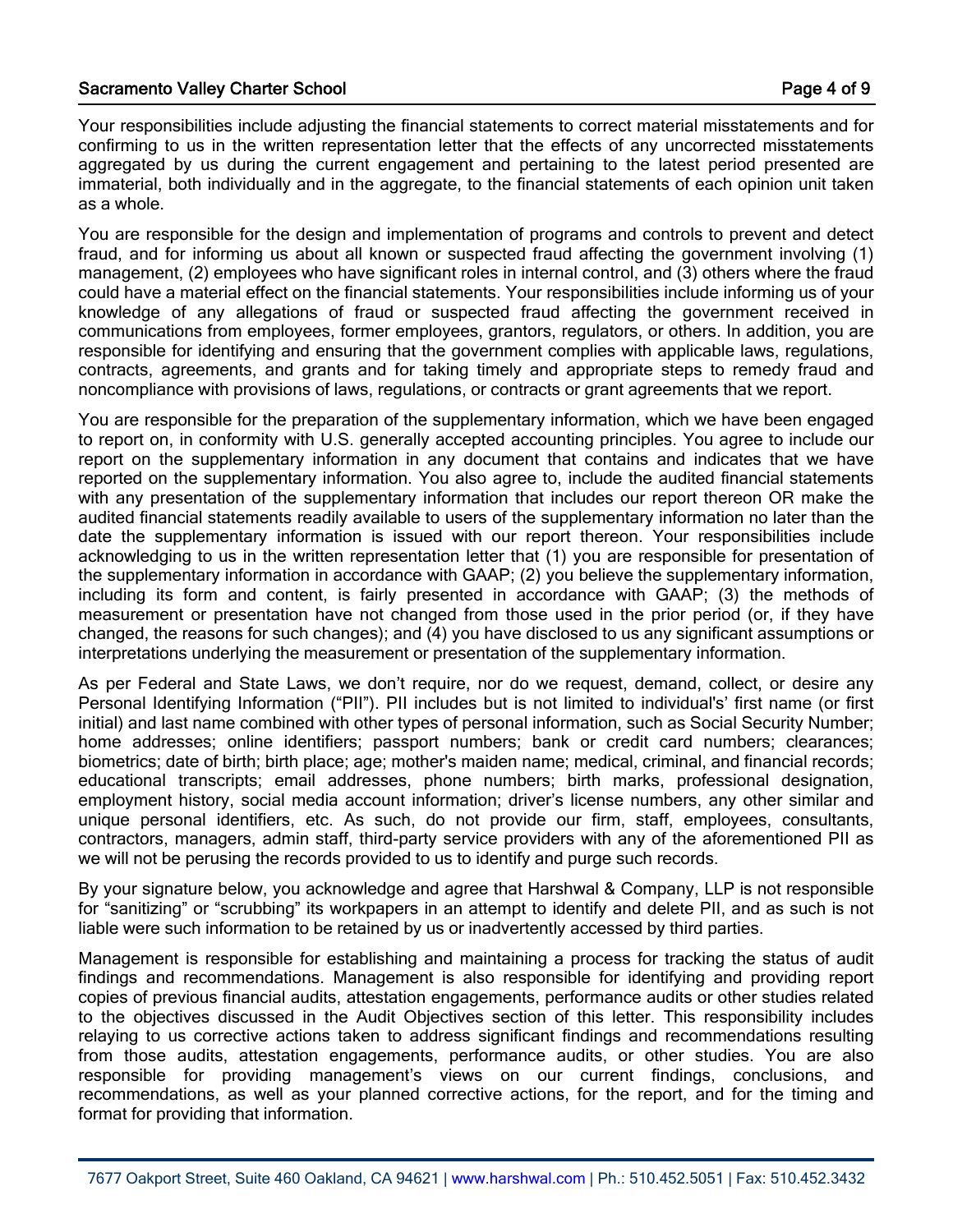Your responsibilities include adjusting the financial statements to correct material misstatements and for confirming to us in the written representation letter that the effects of any uncorrected misstatements aggregated by us during the current engagement and pertaining to the latest period presented are immaterial, both individually and in the aggregate, to the financial statements of each opinion unit taken as a whole.

You are responsible for the design and implementation of programs and controls to prevent and detect fraud, and for informing us about all known or suspected fraud affecting the government involving (1) management, (2) employees who have significant roles in internal control, and (3) others where the fraud could have a material effect on the financial statements. Your responsibilities include informing us of your knowledge of any allegations of fraud or suspected fraud affecting the government received in communications from employees, former employees, grantors, regulators, or others. In addition, you are responsible for identifying and ensuring that the government complies with applicable laws, regulations, contracts, agreements, and grants and for taking timely and appropriate steps to remedy fraud and noncompliance with provisions of laws, regulations, or contracts or grant agreements that we report.

You are responsible for the preparation of the supplementary information, which we have been engaged to report on, in conformity with U.S. generally accepted accounting principles. You agree to include our report on the supplementary information in any document that contains and indicates that we have reported on the supplementary information. You also agree to, include the audited financial statements with any presentation of the supplementary information that includes our report thereon OR make the audited financial statements readily available to users of the supplementary information no later than the date the supplementary information is issued with our report thereon. Your responsibilities include acknowledging to us in the written representation letter that (1) you are responsible for presentation of the supplementary information in accordance with GAAP; (2) you believe the supplementary information, including its form and content, is fairly presented in accordance with GAAP; (3) the methods of measurement or presentation have not changed from those used in the prior period (or, if they have changed, the reasons for such changes); and (4) you have disclosed to us any significant assumptions or interpretations underlying the measurement or presentation of the supplementary information.

As per Federal and State Laws, we don't require, nor do we request, demand, collect, or desire any Personal Identifying Information ("PII"). PII includes but is not limited to individual's' first name (or first initial) and last name combined with other types of personal information, such as Social Security Number; home addresses; online identifiers; passport numbers; bank or credit card numbers; clearances; biometrics; date of birth; birth place; age; mother's maiden name; medical, criminal, and financial records; educational transcripts; email addresses, phone numbers; birth marks, professional designation, employment history, social media account information; driver's license numbers, any other similar and unique personal identifiers, etc. As such, do not provide our firm, staff, employees, consultants, contractors, managers, admin staff, third-party service providers with any of the aforementioned PII as we will not be perusing the records provided to us to identify and purge such records.

By your signature below, you acknowledge and agree that Harshwal & Company, LLP is not responsible for "sanitizing" or "scrubbing" its workpapers in an attempt to identify and delete PII, and as such is not liable were such information to be retained by us or inadvertently accessed by third parties.

Management is responsible for establishing and maintaining a process for tracking the status of audit findings and recommendations. Management is also responsible for identifying and providing report copies of previous financial audits, attestation engagements, performance audits or other studies related to the objectives discussed in the Audit Objectives section of this letter. This responsibility includes relaying to us corrective actions taken to address significant findings and recommendations resulting from those audits, attestation engagements, performance audits, or other studies. You are also responsible for providing management's views on our current findings, conclusions, and recommendations, as well as your planned corrective actions, for the report, and for the timing and format for providing that information.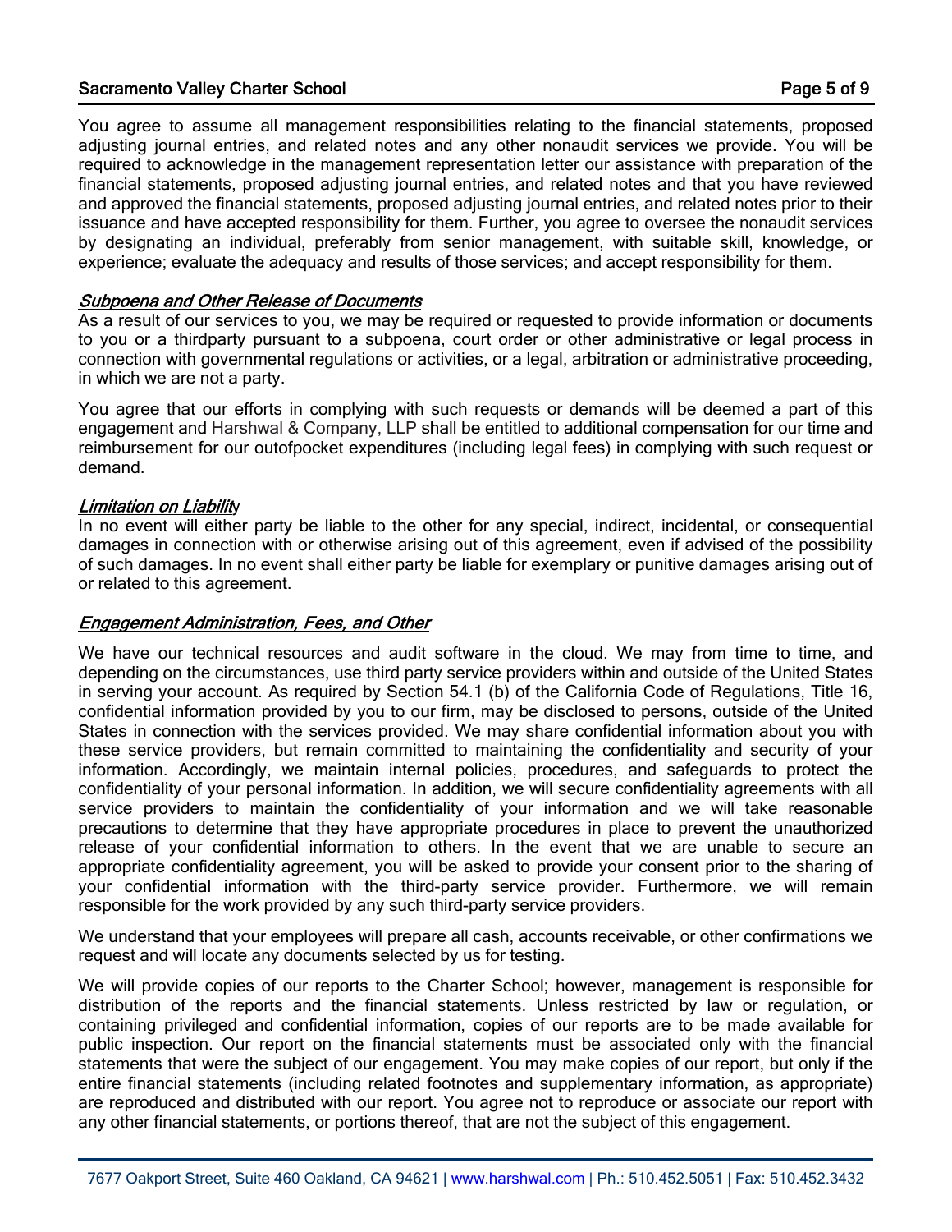You agree to assume all management responsibilities relating to the financial statements, proposed adjusting journal entries, and related notes and any other nonaudit services we provide. You will be required to acknowledge in the management representation letter our assistance with preparation of the financial statements, proposed adjusting journal entries, and related notes and that you have reviewed and approved the financial statements, proposed adjusting journal entries, and related notes prior to their issuance and have accepted responsibility for them. Further, you agree to oversee the nonaudit services by designating an individual, preferably from senior management, with suitable skill, knowledge, or experience; evaluate the adequacy and results of those services; and accept responsibility for them.

### *Subpoena and Other Release of Documents*

As a result of our services to you, we may be required or requested to provide information or documents to you or a thirdparty pursuant to a subpoena, court order or other administrative or legal process in connection with governmental regulations or activities, or a legal, arbitration or administrative proceeding, in which we are not a party.

You agree that our efforts in complying with such requests or demands will be deemed a part of this engagement and Harshwal & Company, LLP shall be entitled to additional compensation for our time and reimbursement for our outofpocket expenditures (including legal fees) in complying with such request or demand.

### *Limitation on Liability*

In no event will either party be liable to the other for any special, indirect, incidental, or consequential damages in connection with or otherwise arising out of this agreement, even if advised of the possibility of such damages. In no event shall either party be liable for exemplary or punitive damages arising out of or related to this agreement.

### *Engagement Administration, Fees, and Other*

We have our technical resources and audit software in the cloud. We may from time to time, and depending on the circumstances, use third party service providers within and outside of the United States in serving your account. As required by Section 54.1 (b) of the California Code of Regulations, Title 16, confidential information provided by you to our firm, may be disclosed to persons, outside of the United States in connection with the services provided. We may share confidential information about you with these service providers, but remain committed to maintaining the confidentiality and security of your information. Accordingly, we maintain internal policies, procedures, and safeguards to protect the confidentiality of your personal information. In addition, we will secure confidentiality agreements with all service providers to maintain the confidentiality of your information and we will take reasonable precautions to determine that they have appropriate procedures in place to prevent the unauthorized release of your confidential information to others. In the event that we are unable to secure an appropriate confidentiality agreement, you will be asked to provide your consent prior to the sharing of your confidential information with the third-party service provider. Furthermore, we will remain responsible for the work provided by any such third-party service providers.

We understand that your employees will prepare all cash, accounts receivable, or other confirmations we request and will locate any documents selected by us for testing.

We will provide copies of our reports to the Charter School; however, management is responsible for distribution of the reports and the financial statements. Unless restricted by law or regulation, or containing privileged and confidential information, copies of our reports are to be made available for public inspection. Our report on the financial statements must be associated only with the financial statements that were the subject of our engagement. You may make copies of our report, but only if the entire financial statements (including related footnotes and supplementary information, as appropriate) are reproduced and distributed with our report. You agree not to reproduce or associate our report with any other financial statements, or portions thereof, that are not the subject of this engagement.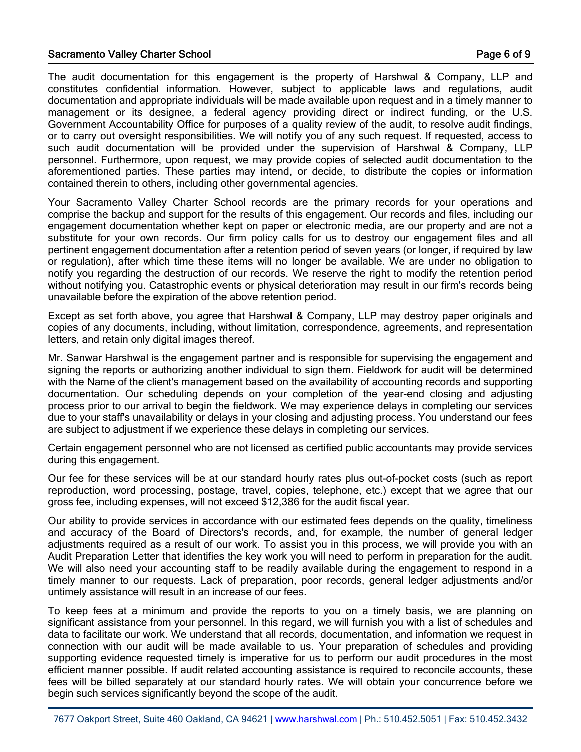The audit documentation for this engagement is the property of Harshwal & Company, LLP and constitutes confidential information. However, subject to applicable laws and regulations, audit documentation and appropriate individuals will be made available upon request and in a timely manner to management or its designee, a federal agency providing direct or indirect funding, or the U.S. Government Accountability Office for purposes of a quality review of the audit, to resolve audit findings, or to carry out oversight responsibilities. We will notify you of any such request. If requested, access to such audit documentation will be provided under the supervision of Harshwal & Company, LLP personnel. Furthermore, upon request, we may provide copies of selected audit documentation to the aforementioned parties. These parties may intend, or decide, to distribute the copies or information contained therein to others, including other governmental agencies.

Your Sacramento Valley Charter School records are the primary records for your operations and comprise the backup and support for the results of this engagement. Our records and files, including our engagement documentation whether kept on paper or electronic media, are our property and are not a substitute for your own records. Our firm policy calls for us to destroy our engagement files and all pertinent engagement documentation after a retention period of seven years (or longer, if required by law or regulation), after which time these items will no longer be available. We are under no obligation to notify you regarding the destruction of our records. We reserve the right to modify the retention period without notifying you. Catastrophic events or physical deterioration may result in our firm's records being unavailable before the expiration of the above retention period.

Except as set forth above, you agree that Harshwal & Company, LLP may destroy paper originals and copies of any documents, including, without limitation, correspondence, agreements, and representation letters, and retain only digital images thereof.

Mr. Sanwar Harshwal is the engagement partner and is responsible for supervising the engagement and signing the reports or authorizing another individual to sign them. Fieldwork for audit will be determined with the Name of the client's management based on the availability of accounting records and supporting documentation. Our scheduling depends on your completion of the year-end closing and adjusting process prior to our arrival to begin the fieldwork. We may experience delays in completing our services due to your staff's unavailability or delays in your closing and adjusting process. You understand our fees are subject to adjustment if we experience these delays in completing our services.

Certain engagement personnel who are not licensed as certified public accountants may provide services during this engagement.

Our fee for these services will be at our standard hourly rates plus out-of-pocket costs (such as report reproduction, word processing, postage, travel, copies, telephone, etc.) except that we agree that our gross fee, including expenses, will not exceed $12,386 for the audit fiscal year.

Our ability to provide services in accordance with our estimated fees depends on the quality, timeliness and accuracy of the Board of Directors's records, and, for example, the number of general ledger adjustments required as a result of our work. To assist you in this process, we will provide you with an Audit Preparation Letter that identifies the key work you will need to perform in preparation for the audit. We will also need your accounting staff to be readily available during the engagement to respond in a timely manner to our requests. Lack of preparation, poor records, general ledger adjustments and/or untimely assistance will result in an increase of our fees.

To keep fees at a minimum and provide the reports to you on a timely basis, we are planning on significant assistance from your personnel. In this regard, we will furnish you with a list of schedules and data to facilitate our work. We understand that all records, documentation, and information we request in connection with our audit will be made available to us. Your preparation of schedules and providing supporting evidence requested timely is imperative for us to perform our audit procedures in the most efficient manner possible. If audit related accounting assistance is required to reconcile accounts, these fees will be billed separately at our standard hourly rates. We will obtain your concurrence before we begin such services significantly beyond the scope of the audit.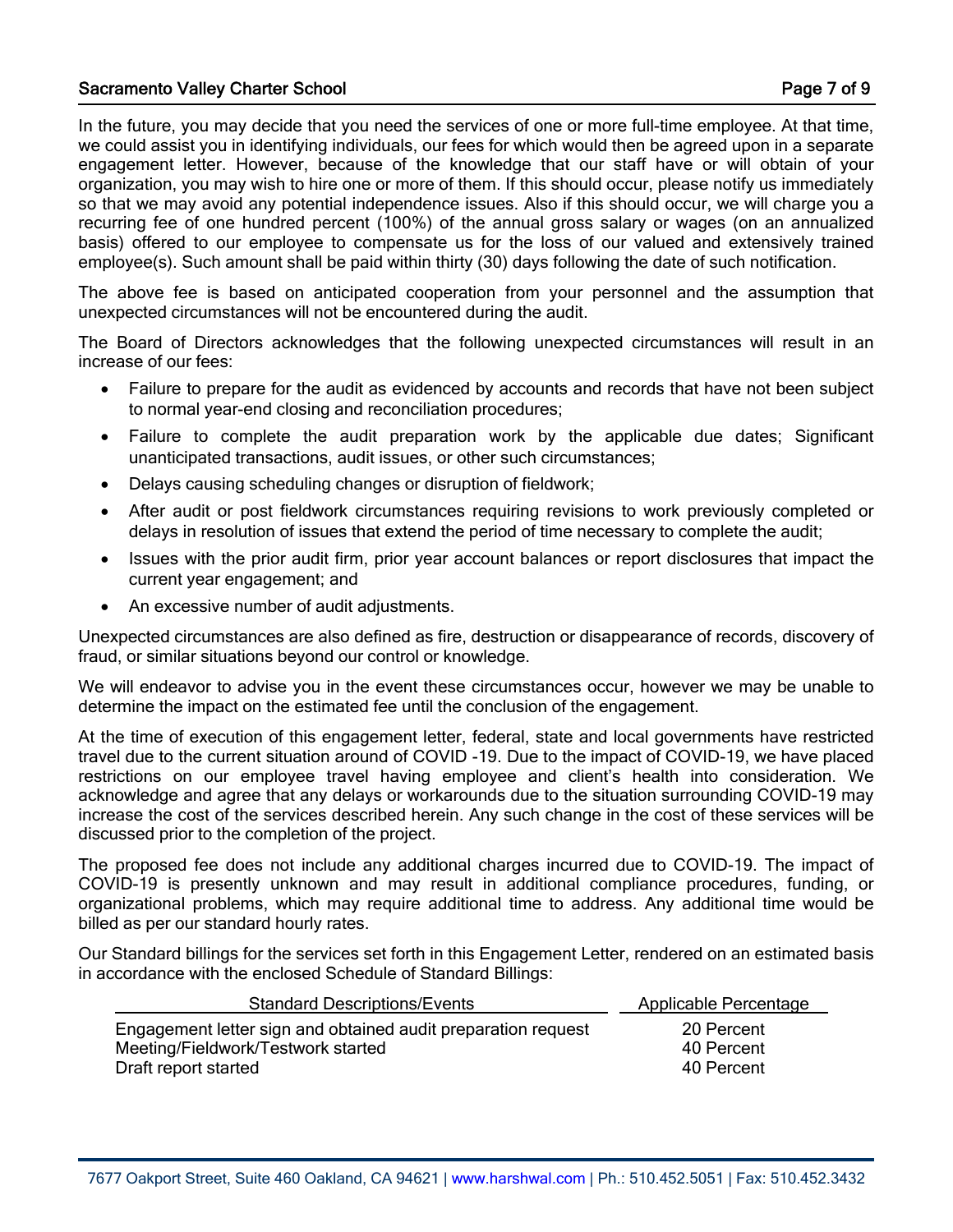In the future, you may decide that you need the services of one or more full-time employee. At that time, we could assist you in identifying individuals, our fees for which would then be agreed upon in a separate engagement letter. However, because of the knowledge that our staff have or will obtain of your organization, you may wish to hire one or more of them. If this should occur, please notify us immediately so that we may avoid any potential independence issues. Also if this should occur, we will charge you a recurring fee of one hundred percent (100%) of the annual gross salary or wages (on an annualized basis) offered to our employee to compensate us for the loss of our valued and extensively trained employee(s). Such amount shall be paid within thirty (30) days following the date of such notification.

The above fee is based on anticipated cooperation from your personnel and the assumption that unexpected circumstances will not be encountered during the audit.

The Board of Directors acknowledges that the following unexpected circumstances will result in an increase of our fees:

- Failure to prepare for the audit as evidenced by accounts and records that have not been subject to normal year-end closing and reconciliation procedures;
- Failure to complete the audit preparation work by the applicable due dates; Significant unanticipated transactions, audit issues, or other such circumstances;
- Delays causing scheduling changes or disruption of fieldwork;
- After audit or post fieldwork circumstances requiring revisions to work previously completed or delays in resolution of issues that extend the period of time necessary to complete the audit;
- Issues with the prior audit firm, prior year account balances or report disclosures that impact the current year engagement; and
- An excessive number of audit adjustments.

Unexpected circumstances are also defined as fire, destruction or disappearance of records, discovery of fraud, or similar situations beyond our control or knowledge.

We will endeavor to advise you in the event these circumstances occur, however we may be unable to determine the impact on the estimated fee until the conclusion of the engagement.

At the time of execution of this engagement letter, federal, state and local governments have restricted travel due to the current situation around of COVID -19. Due to the impact of COVID-19, we have placed restrictions on our employee travel having employee and client's health into consideration. We acknowledge and agree that any delays or workarounds due to the situation surrounding COVID-19 may increase the cost of the services described herein. Any such change in the cost of these services will be discussed prior to the completion of the project.

The proposed fee does not include any additional charges incurred due to COVID-19. The impact of COVID-19 is presently unknown and may result in additional compliance procedures, funding, or organizational problems, which may require additional time to address. Any additional time would be billed as per our standard hourly rates.

Our Standard billings for the services set forth in this Engagement Letter, rendered on an estimated basis in accordance with the enclosed Schedule of Standard Billings:

| Standard Descriptions/Events | Applicable Percentage |
|---|---|
| Engagement letter sign and obtained audit preparation request | 20 Percent |
| Meeting/Fieldwork/Testwork started | 40 Percent |
| Draft report started | 40 Percent |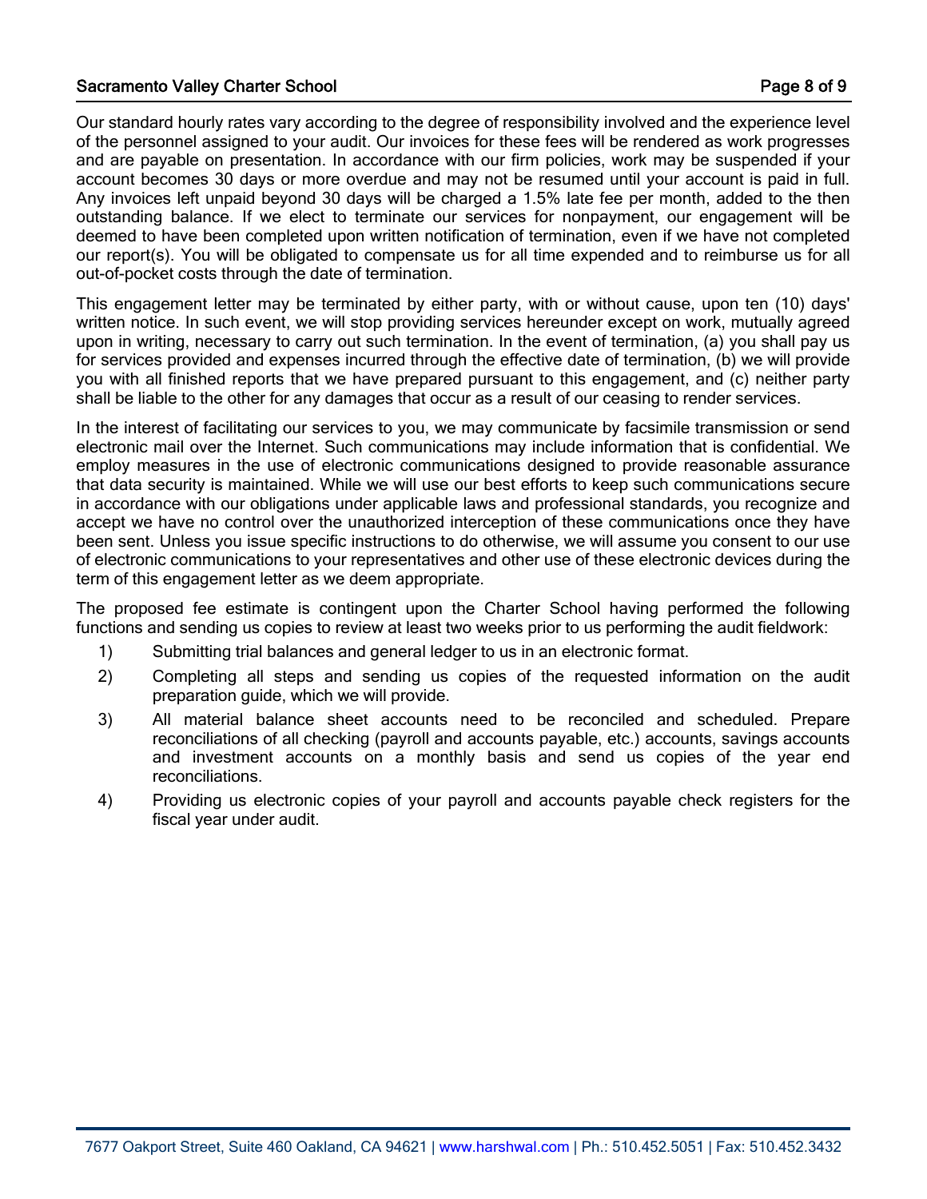Our standard hourly rates vary according to the degree of responsibility involved and the experience level of the personnel assigned to your audit. Our invoices for these fees will be rendered as work progresses and are payable on presentation. In accordance with our firm policies, work may be suspended if your account becomes 30 days or more overdue and may not be resumed until your account is paid in full. Any invoices left unpaid beyond 30 days will be charged a 1.5% late fee per month, added to the then outstanding balance. If we elect to terminate our services for nonpayment, our engagement will be deemed to have been completed upon written notification of termination, even if we have not completed our report(s). You will be obligated to compensate us for all time expended and to reimburse us for all out-of-pocket costs through the date of termination.

This engagement letter may be terminated by either party, with or without cause, upon ten (10) days' written notice. In such event, we will stop providing services hereunder except on work, mutually agreed upon in writing, necessary to carry out such termination. In the event of termination, (a) you shall pay us for services provided and expenses incurred through the effective date of termination, (b) we will provide you with all finished reports that we have prepared pursuant to this engagement, and (c) neither party shall be liable to the other for any damages that occur as a result of our ceasing to render services.

In the interest of facilitating our services to you, we may communicate by facsimile transmission or send electronic mail over the Internet. Such communications may include information that is confidential. We employ measures in the use of electronic communications designed to provide reasonable assurance that data security is maintained. While we will use our best efforts to keep such communications secure in accordance with our obligations under applicable laws and professional standards, you recognize and accept we have no control over the unauthorized interception of these communications once they have been sent. Unless you issue specific instructions to do otherwise, we will assume you consent to our use of electronic communications to your representatives and other use of these electronic devices during the term of this engagement letter as we deem appropriate.

The proposed fee estimate is contingent upon the Charter School having performed the following functions and sending us copies to review at least two weeks prior to us performing the audit fieldwork:

1) Submitting trial balances and general ledger to us in an electronic format.
2) Completing all steps and sending us copies of the requested information on the audit preparation guide, which we will provide.
3) All material balance sheet accounts need to be reconciled and scheduled. Prepare reconciliations of all checking (payroll and accounts payable, etc.) accounts, savings accounts and investment accounts on a monthly basis and send us copies of the year end reconciliations.
4) Providing us electronic copies of your payroll and accounts payable check registers for the fiscal year under audit.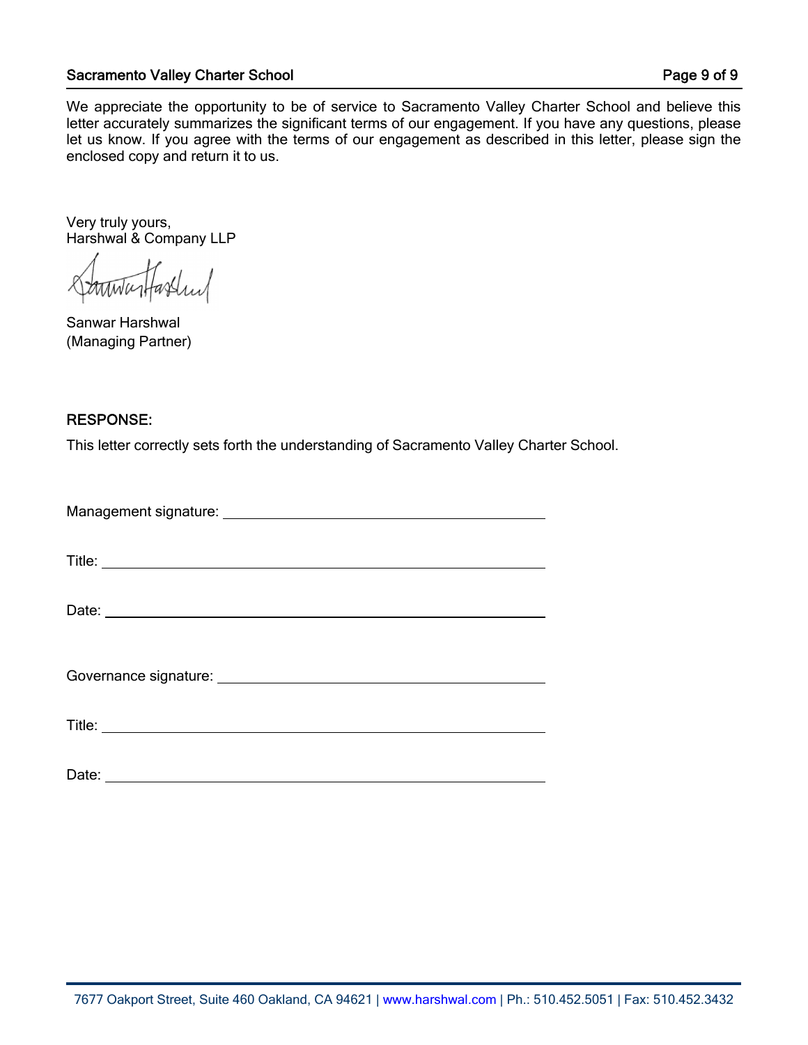We appreciate the opportunity to be of service to Sacramento Valley Charter School and believe this letter accurately summarizes the significant terms of our engagement. If you have any questions, please let us know. If you agree with the terms of our engagement as described in this letter, please sign the enclosed copy and return it to us.

Very truly yours,
Harshwal & Company LLP

Sanwar Harshwal
(Managing Partner)

**RESPONSE:**

This letter correctly sets forth the understanding of Sacramento Valley Charter School.

Management signature: ______________________________

Title: ______________________________

Date: ______________________________

Governance signature: ______________________________

Title: ______________________________

Date: ______________________________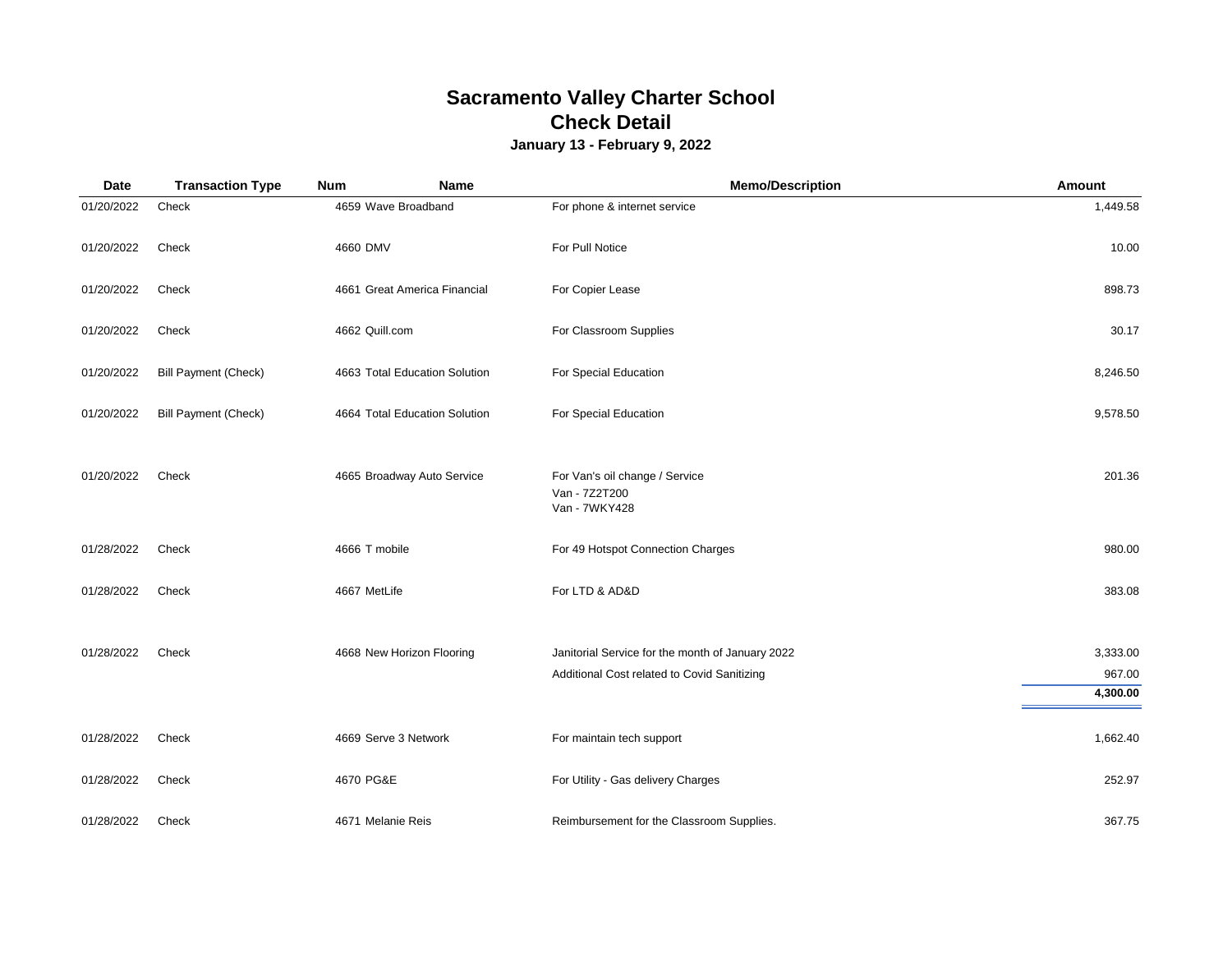# Sacramento Valley Charter School

## Check Detail

### January 13 - February 9, 2022

| Date | Transaction Type | Num | Name | Memo/Description | Amount |
|---|---|---|---|---|---|
| 01/20/2022 | Check | 4659 | Wave Broadband | For phone & internet service | 1,449.58 |
| 01/20/2022 | Check | 4660 | DMV | For Pull Notice | 10.00 |
| 01/20/2022 | Check | 4661 | Great America Financial | For Copier Lease | 898.73 |
| 01/20/2022 | Check | 4662 | Quill.com | For Classroom Supplies | 30.17 |
| 01/20/2022 | Bill Payment (Check) | 4663 | Total Education Solution | For Special Education | 8,246.50 |
| 01/20/2022 | Bill Payment (Check) | 4664 | Total Education Solution | For Special Education | 9,578.50 |
| 01/20/2022 | Check | 4665 | Broadway Auto Service | For Van's oil change / Service<br>Van - 7Z2T200<br>Van - 7WKY428 | 201.36 |
| 01/28/2022 | Check | 4666 | T mobile | For 49 Hotspot Connection Charges | 980.00 |
| 01/28/2022 | Check | 4667 | MetLife | For LTD & AD&D | 383.08 |
| 01/28/2022 | Check | 4668 | New Horizon Flooring | Janitorial Service for the month of January 2022 | 3,333.00 |
| | | | | Additional Cost related to Covid Sanitizing | 967.00 |
| | | | | | **4,300.00** |
| 01/28/2022 | Check | 4669 | Serve 3 Network | For maintain tech support | 1,662.40 |
| 01/28/2022 | Check | 4670 | PG&E | For Utility - Gas delivery Charges | 252.97 |
| 01/28/2022 | Check | 4671 | Melanie Reis | Reimbursement for the Classroom Supplies. | 367.75 |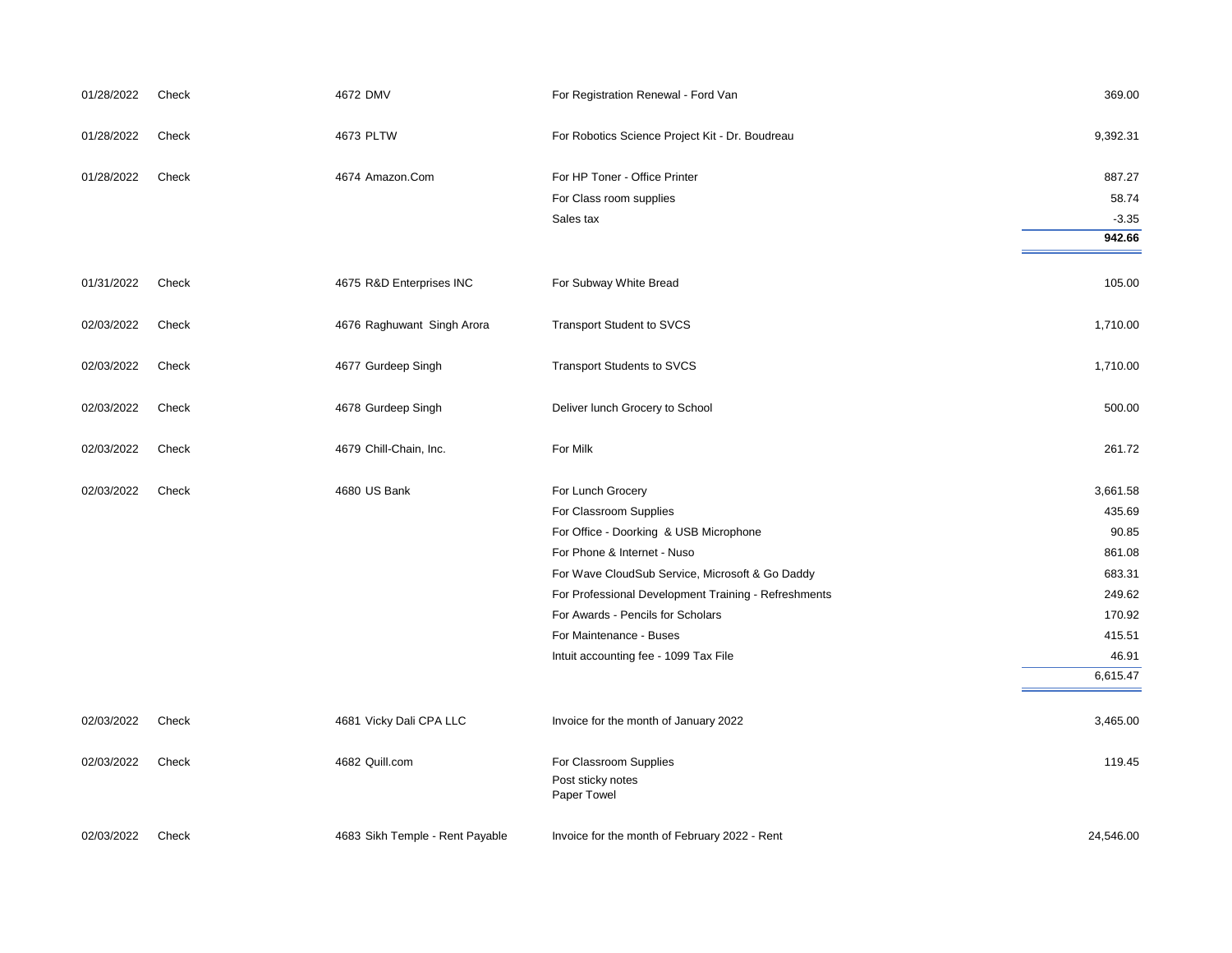| Date | Type | Num / Name | Memo | Amount |
|---|---|---|---|---|
| 01/28/2022 | Check | 4672 DMV | For Registration Renewal - Ford Van | 369.00 |
| 01/28/2022 | Check | 4673 PLTW | For Robotics Science Project Kit - Dr. Boudreau | 9,392.31 |
| 01/28/2022 | Check | 4674 Amazon.Com | For HP Toner - Office Printer | 887.27 |
| | | | For Class room supplies | 58.74 |
| | | | Sales tax | -3.35 |
| | | | | **942.66** |
| 01/31/2022 | Check | 4675 R&D Enterprises INC | For Subway White Bread | 105.00 |
| 02/03/2022 | Check | 4676 Raghuwant Singh Arora | Transport Student to SVCS | 1,710.00 |
| 02/03/2022 | Check | 4677 Gurdeep Singh | Transport Students to SVCS | 1,710.00 |
| 02/03/2022 | Check | 4678 Gurdeep Singh | Deliver lunch Grocery to School | 500.00 |
| 02/03/2022 | Check | 4679 Chill-Chain, Inc. | For Milk | 261.72 |
| 02/03/2022 | Check | 4680 US Bank | For Lunch Grocery | 3,661.58 |
| | | | For Classroom Supplies | 435.69 |
| | | | For Office - Doorking & USB Microphone | 90.85 |
| | | | For Phone & Internet - Nuso | 861.08 |
| | | | For Wave CloudSub Service, Microsoft & Go Daddy | 683.31 |
| | | | For Professional Development Training - Refreshments | 249.62 |
| | | | For Awards - Pencils for Scholars | 170.92 |
| | | | For Maintenance - Buses | 415.51 |
| | | | Intuit accounting fee - 1099 Tax File | 46.91 |
| | | | | 6,615.47 |
| 02/03/2022 | Check | 4681 Vicky Dali CPA LLC | Invoice for the month of January 2022 | 3,465.00 |
| 02/03/2022 | Check | 4682 Quill.com | For Classroom Supplies<br>Post sticky notes<br>Paper Towel | 119.45 |
| 02/03/2022 | Check | 4683 Sikh Temple - Rent Payable | Invoice for the month of February 2022 - Rent | 24,546.00 |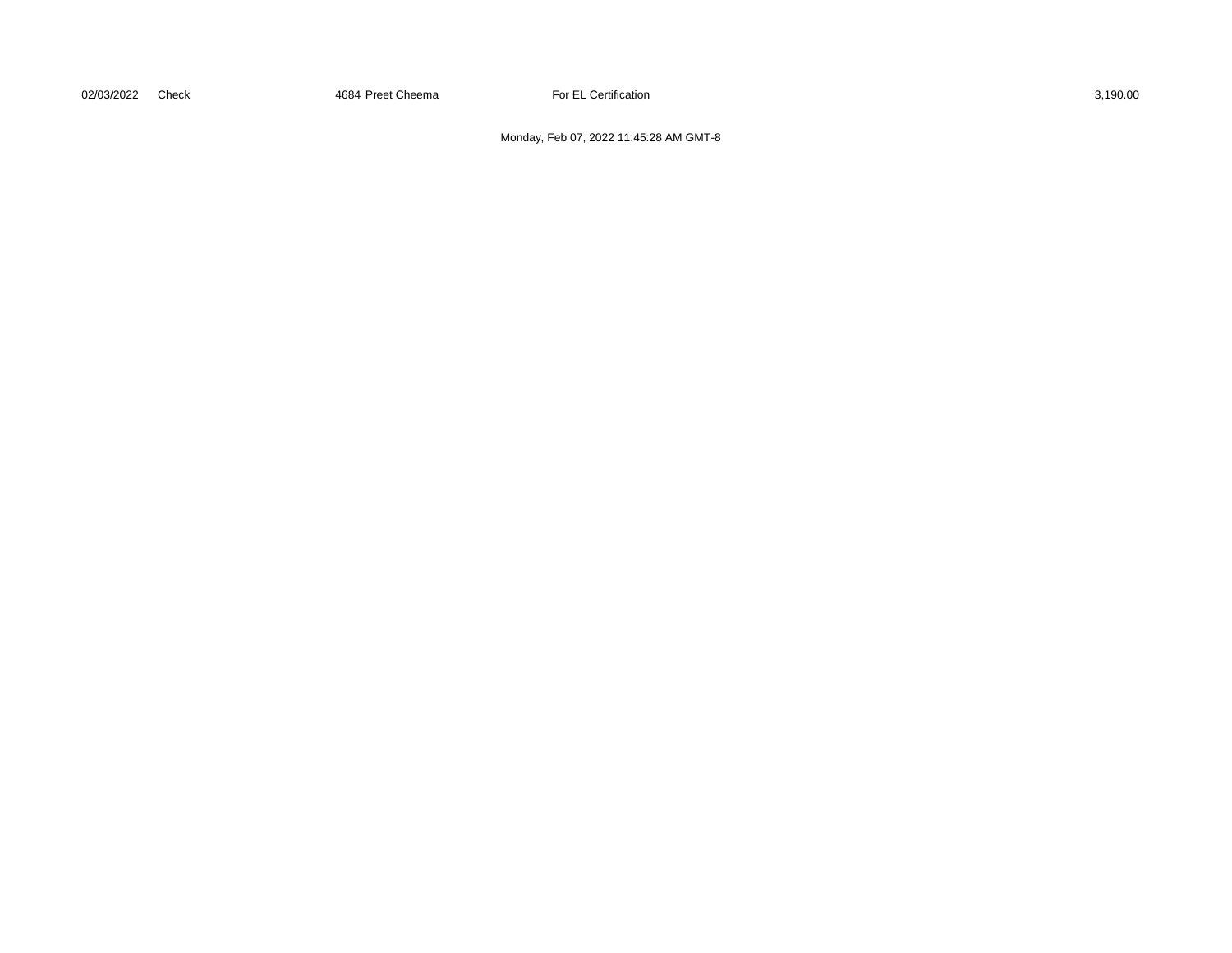| 02/03/2022 | Check | 4684 | Preet Cheema | For EL Certification | 3,190.00 |
|---|---|---|---|---|---|

Monday, Feb 07, 2022 11:45:28 AM GMT-8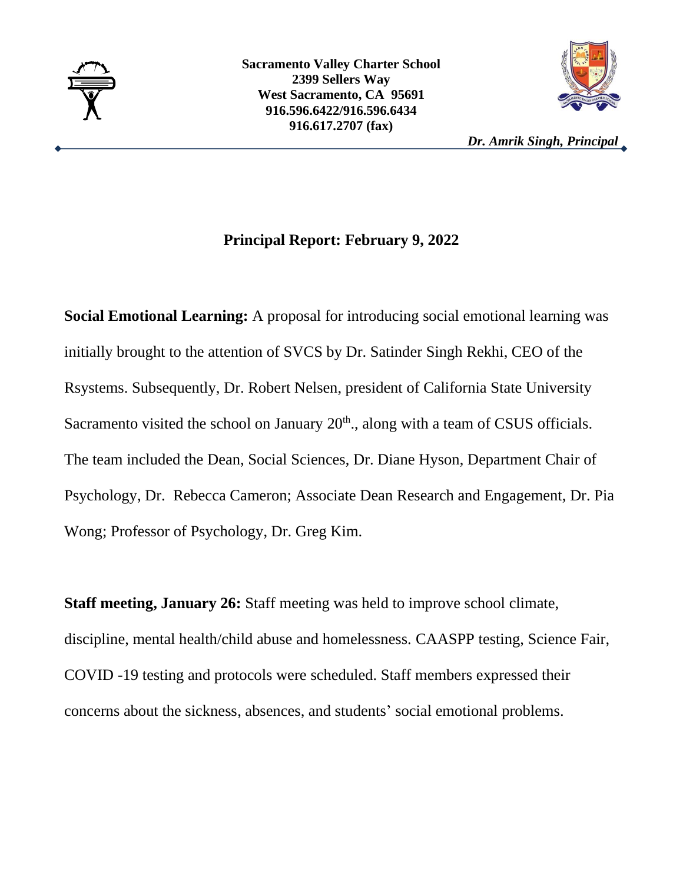**Sacramento Valley Charter School**
**2399 Sellers Way**
**West Sacramento, CA 95691**
**916.596.6422/916.596.6434**
**916.617.2707 (fax)**

***Dr. Amrik Singh, Principal***

## Principal Report: February 9, 2022

**Social Emotional Learning:** A proposal for introducing social emotional learning was initially brought to the attention of SVCS by Dr. Satinder Singh Rekhi, CEO of the Rsystems. Subsequently, Dr. Robert Nelsen, president of California State University Sacramento visited the school on January 20th., along with a team of CSUS officials. The team included the Dean, Social Sciences, Dr. Diane Hyson, Department Chair of Psychology, Dr. Rebecca Cameron; Associate Dean Research and Engagement, Dr. Pia Wong; Professor of Psychology, Dr. Greg Kim.

**Staff meeting, January 26:** Staff meeting was held to improve school climate, discipline, mental health/child abuse and homelessness. CAASPP testing, Science Fair, COVID -19 testing and protocols were scheduled. Staff members expressed their concerns about the sickness, absences, and students' social emotional problems.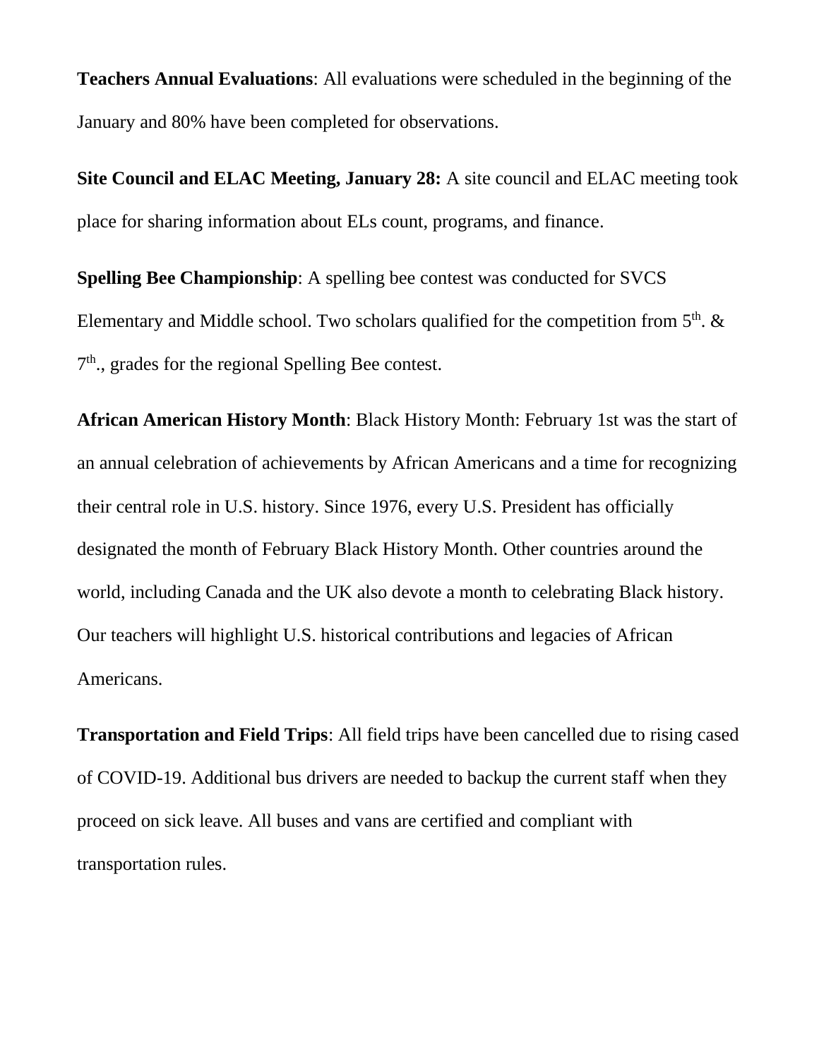**Teachers Annual Evaluations**: All evaluations were scheduled in the beginning of the January and 80% have been completed for observations.

**Site Council and ELAC Meeting, January 28:** A site council and ELAC meeting took place for sharing information about ELs count, programs, and finance.

**Spelling Bee Championship**: A spelling bee contest was conducted for SVCS Elementary and Middle school. Two scholars qualified for the competition from 5th. & 7th., grades for the regional Spelling Bee contest.

**African American History Month**: Black History Month: February 1st was the start of an annual celebration of achievements by African Americans and a time for recognizing their central role in U.S. history. Since 1976, every U.S. President has officially designated the month of February Black History Month. Other countries around the world, including Canada and the UK also devote a month to celebrating Black history. Our teachers will highlight U.S. historical contributions and legacies of African Americans.

**Transportation and Field Trips**: All field trips have been cancelled due to rising cased of COVID-19. Additional bus drivers are needed to backup the current staff when they proceed on sick leave. All buses and vans are certified and compliant with transportation rules.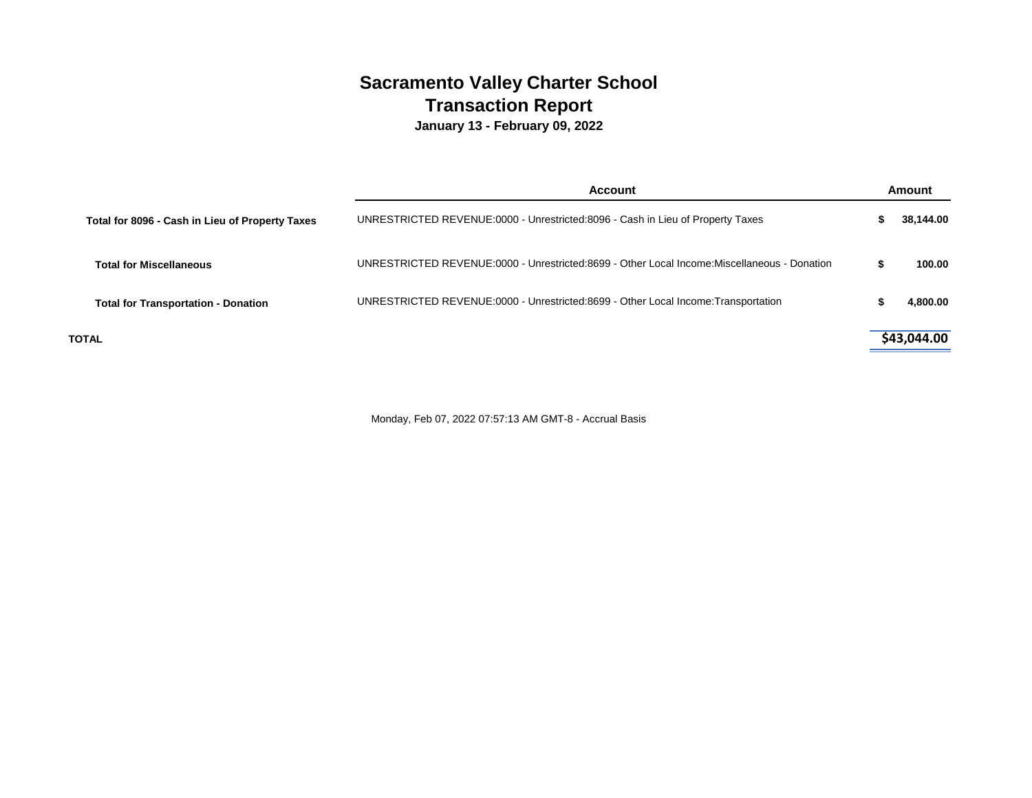# Sacramento Valley Charter School
## Transaction Report
**January 13 - February 09, 2022**

| | Account | Amount |
|---|---|---|
| **Total for 8096 - Cash in Lieu of Property Taxes** | UNRESTRICTED REVENUE:0000 - Unrestricted:8096 - Cash in Lieu of Property Taxes | **$ 38,144.00** |
| **Total for Miscellaneous** | UNRESTRICTED REVENUE:0000 - Unrestricted:8699 - Other Local Income:Miscellaneous - Donation | **$ 100.00** |
| **Total for Transportation - Donation** | UNRESTRICTED REVENUE:0000 - Unrestricted:8699 - Other Local Income:Transportation | **$ 4,800.00** |
| **TOTAL** | | **$43,044.00** |

Monday, Feb 07, 2022 07:57:13 AM GMT-8 - Accrual Basis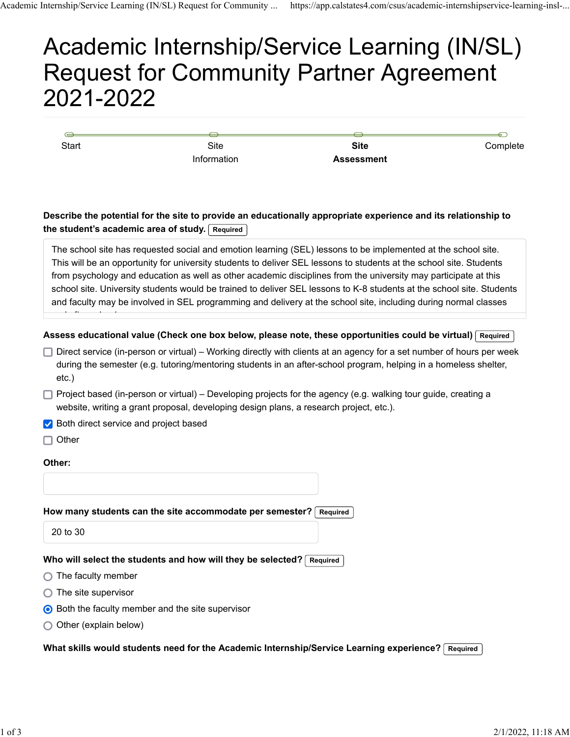# Academic Internship/Service Learning (IN/SL) Request for Community Partner Agreement 2021-2022

Start — Site Information — **Site Assessment** — Complete

**Describe the potential for the site to provide an educationally appropriate experience and its relationship to the student's academic area of study.** Required

The school site has requested social and emotion learning (SEL) lessons to be implemented at the school site. This will be an opportunity for university students to deliver SEL lessons to students at the school site. Students from psychology and education as well as other academic disciplines from the university may participate at this school site. University students would be trained to deliver SEL lessons to K-8 students at the school site. Students and faculty may be involved in SEL programming and delivery at the school site, including during normal classes

**Assess educational value (Check one box below, please note, these opportunities could be virtual)** Required

- [ ] Direct service (in-person or virtual) – Working directly with clients at an agency for a set number of hours per week during the semester (e.g. tutoring/mentoring students in an after-school program, helping in a homeless shelter, etc.)
- [ ] Project based (in-person or virtual) – Developing projects for the agency (e.g. walking tour guide, creating a website, writing a grant proposal, developing design plans, a research project, etc.).
- [x] Both direct service and project based
- [ ] Other

**Other:**

**How many students can the site accommodate per semester?** Required

20 to 30

**Who will select the students and how will they be selected?** Required

- ( ) The faculty member
- ( ) The site supervisor
- (•) Both the faculty member and the site supervisor
- ( ) Other (explain below)

**What skills would students need for the Academic Internship/Service Learning experience?** Required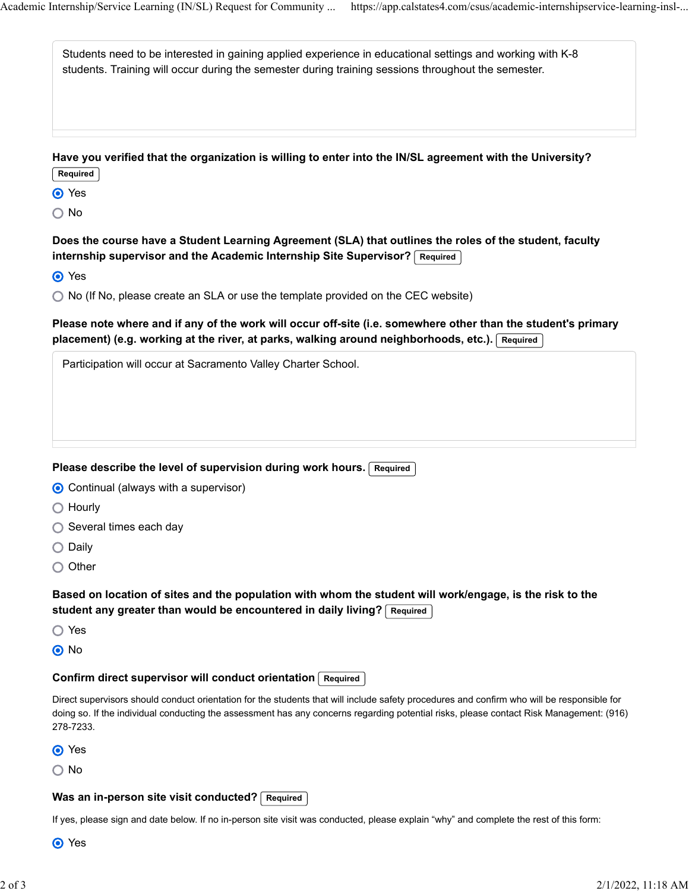Students need to be interested in gaining applied experience in educational settings and working with K-8 students. Training will occur during the semester during training sessions throughout the semester.

**Have you verified that the organization is willing to enter into the IN/SL agreement with the University?** Required

- [x] Yes
- [ ] No

**Does the course have a Student Learning Agreement (SLA) that outlines the roles of the student, faculty internship supervisor and the Academic Internship Site Supervisor?** Required

- [x] Yes
- [ ] No (If No, please create an SLA or use the template provided on the CEC website)

**Please note where and if any of the work will occur off-site (i.e. somewhere other than the student's primary placement) (e.g. working at the river, at parks, walking around neighborhoods, etc.).** Required

Participation will occur at Sacramento Valley Charter School.

**Please describe the level of supervision during work hours.** Required

- [x] Continual (always with a supervisor)
- [ ] Hourly
- [ ] Several times each day
- [ ] Daily
- [ ] Other

**Based on location of sites and the population with whom the student will work/engage, is the risk to the student any greater than would be encountered in daily living?** Required

- [ ] Yes
- [x] No

**Confirm direct supervisor will conduct orientation** Required

Direct supervisors should conduct orientation for the students that will include safety procedures and confirm who will be responsible for doing so. If the individual conducting the assessment has any concerns regarding potential risks, please contact Risk Management: (916) 278-7233.

- [x] Yes
- [ ] No

**Was an in-person site visit conducted?** Required

If yes, please sign and date below. If no in-person site visit was conducted, please explain "why" and complete the rest of this form:

- [x] Yes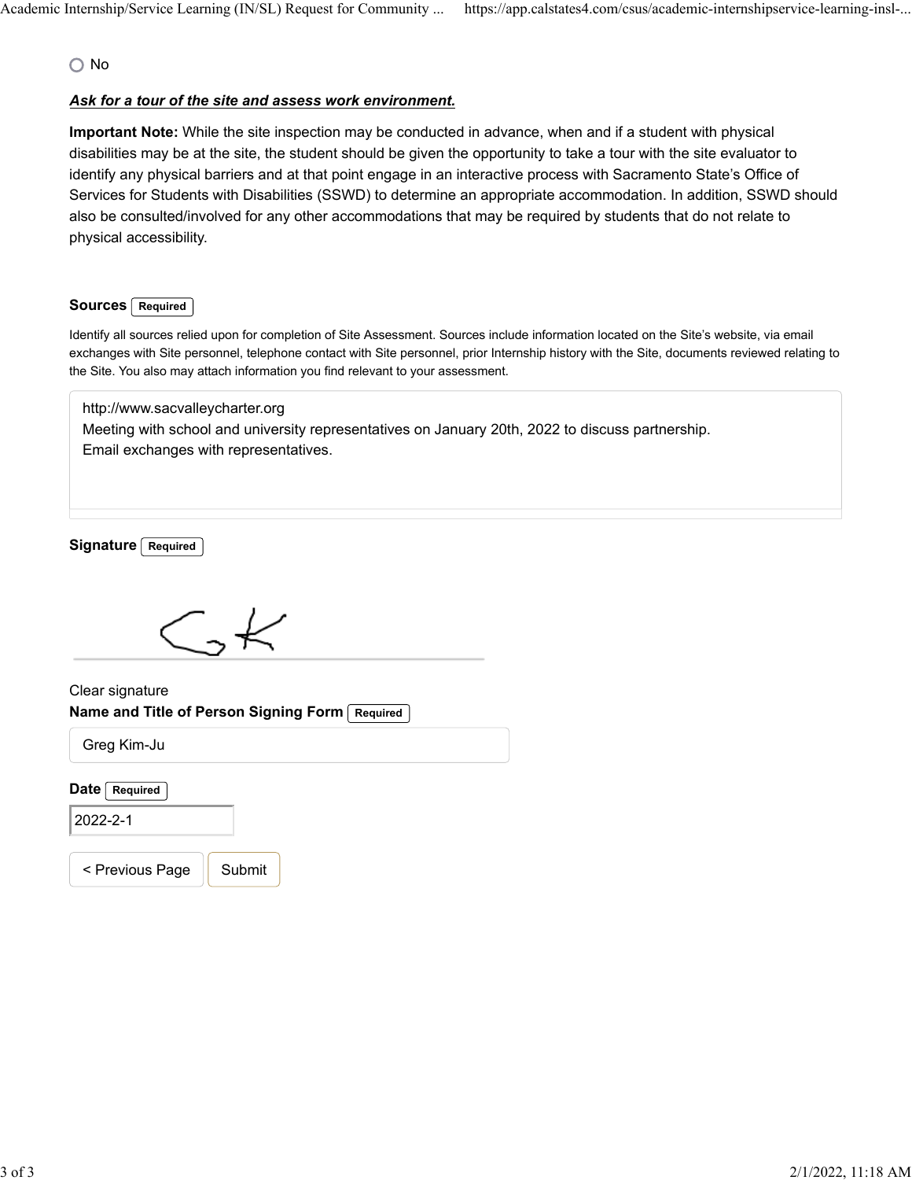○ No

***Ask for a tour of the site and assess work environment.***

**Important Note:** While the site inspection may be conducted in advance, when and if a student with physical disabilities may be at the site, the student should be given the opportunity to take a tour with the site evaluator to identify any physical barriers and at that point engage in an interactive process with Sacramento State's Office of Services for Students with Disabilities (SSWD) to determine an appropriate accommodation. In addition, SSWD should also be consulted/involved for any other accommodations that may be required by students that do not relate to physical accessibility.

**Sources** Required

Identify all sources relied upon for completion of Site Assessment. Sources include information located on the Site's website, via email exchanges with Site personnel, telephone contact with Site personnel, prior Internship history with the Site, documents reviewed relating to the Site. You also may attach information you find relevant to your assessment.

http://www.sacvalleycharter.org
Meeting with school and university representatives on January 20th, 2022 to discuss partnership.
Email exchanges with representatives.

**Signature** Required

GK

Clear signature

**Name and Title of Person Signing Form** Required

Greg Kim-Ju

**Date** Required

2022-2-1

< Previous Page | Submit